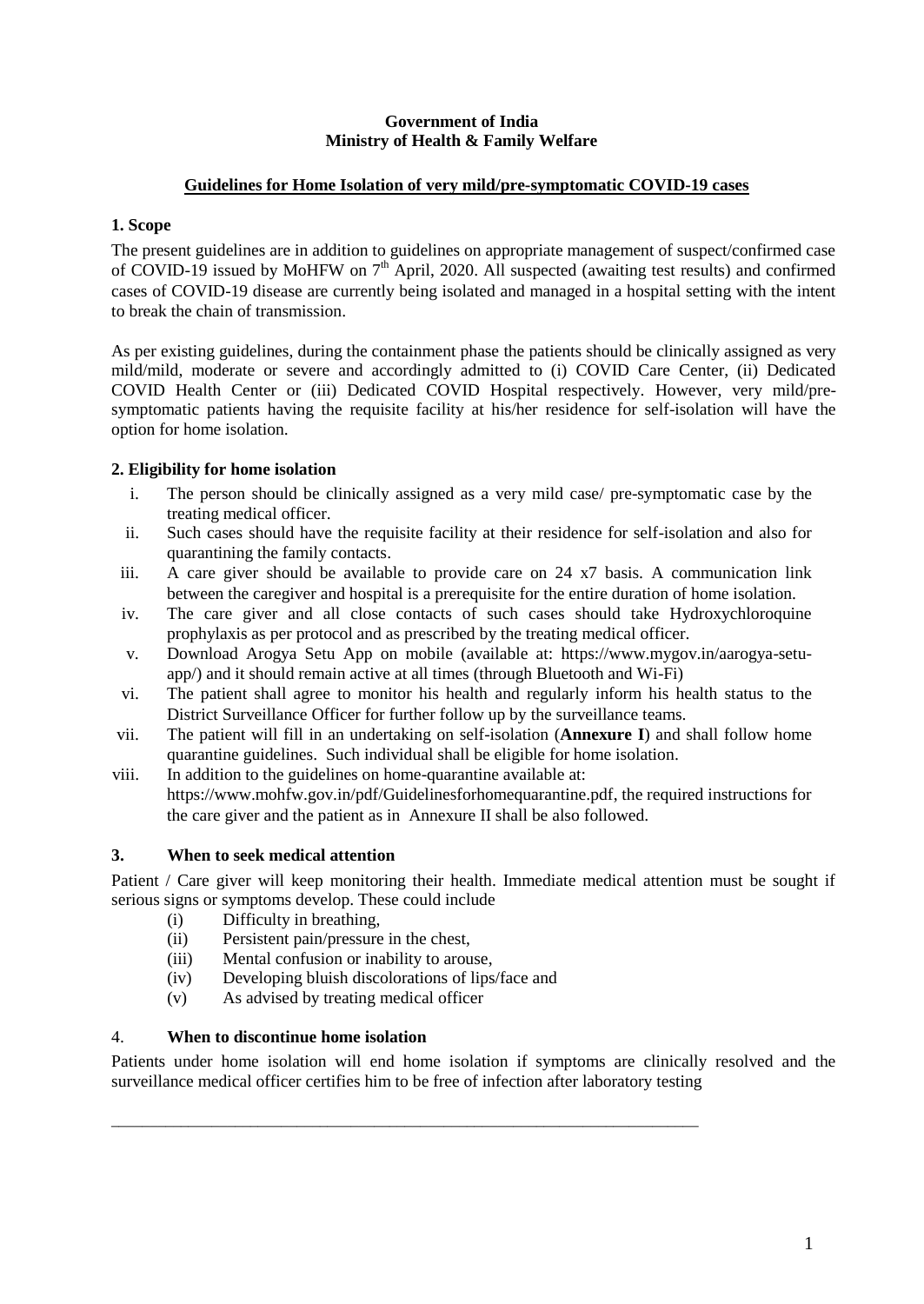**Government of India**
**Ministry of Health & Family Welfare**

## Guidelines for Home Isolation of very mild/pre-symptomatic COVID-19 cases

### 1. Scope

The present guidelines are in addition to guidelines on appropriate management of suspect/confirmed case of COVID-19 issued by MoHFW on 7th April, 2020. All suspected (awaiting test results) and confirmed cases of COVID-19 disease are currently being isolated and managed in a hospital setting with the intent to break the chain of transmission.

As per existing guidelines, during the containment phase the patients should be clinically assigned as very mild/mild, moderate or severe and accordingly admitted to (i) COVID Care Center, (ii) Dedicated COVID Health Center or (iii) Dedicated COVID Hospital respectively. However, very mild/pre-symptomatic patients having the requisite facility at his/her residence for self-isolation will have the option for home isolation.

### 2. Eligibility for home isolation

i. The person should be clinically assigned as a very mild case/ pre-symptomatic case by the treating medical officer.
ii. Such cases should have the requisite facility at their residence for self-isolation and also for quarantining the family contacts.
iii. A care giver should be available to provide care on 24 x7 basis. A communication link between the caregiver and hospital is a prerequisite for the entire duration of home isolation.
iv. The care giver and all close contacts of such cases should take Hydroxychloroquine prophylaxis as per protocol and as prescribed by the treating medical officer.
v. Download Arogya Setu App on mobile (available at: https://www.mygov.in/aarogya-setu-app/) and it should remain active at all times (through Bluetooth and Wi-Fi)
vi. The patient shall agree to monitor his health and regularly inform his health status to the District Surveillance Officer for further follow up by the surveillance teams.
vii. The patient will fill in an undertaking on self-isolation (**Annexure I**) and shall follow home quarantine guidelines. Such individual shall be eligible for home isolation.
viii. In addition to the guidelines on home-quarantine available at: https://www.mohfw.gov.in/pdf/Guidelinesforhomequarantine.pdf, the required instructions for the care giver and the patient as in Annexure II shall be also followed.

### 3. When to seek medical attention

Patient / Care giver will keep monitoring their health. Immediate medical attention must be sought if serious signs or symptoms develop. These could include

(i) Difficulty in breathing,
(ii) Persistent pain/pressure in the chest,
(iii) Mental confusion or inability to arouse,
(iv) Developing bluish discolorations of lips/face and
(v) As advised by treating medical officer

### 4. When to discontinue home isolation

Patients under home isolation will end home isolation if symptoms are clinically resolved and the surveillance medical officer certifies him to be free of infection after laboratory testing

---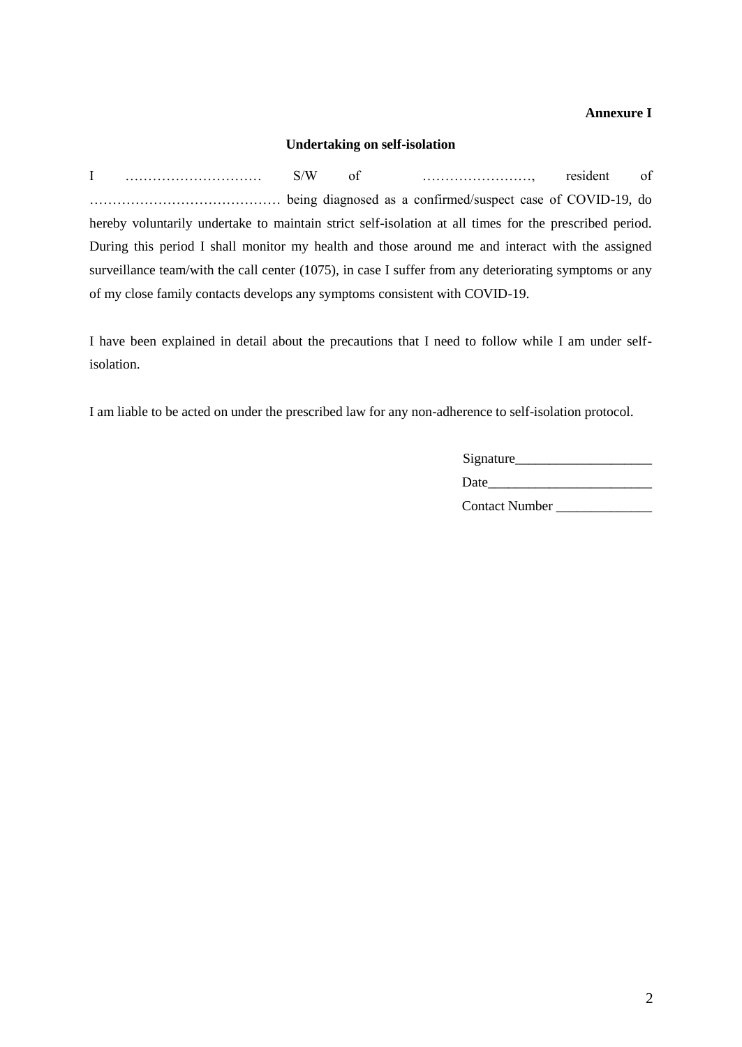**Annexure I**

**Undertaking on self-isolation**

I ………………………… S/W of ……………………, resident of …………………………………… being diagnosed as a confirmed/suspect case of COVID-19, do hereby voluntarily undertake to maintain strict self-isolation at all times for the prescribed period. During this period I shall monitor my health and those around me and interact with the assigned surveillance team/with the call center (1075), in case I suffer from any deteriorating symptoms or any of my close family contacts develops any symptoms consistent with COVID-19.

I have been explained in detail about the precautions that I need to follow while I am under self-isolation.

I am liable to be acted on under the prescribed law for any non-adherence to self-isolation protocol.

Signature____________________

Date________________________

Contact Number ______________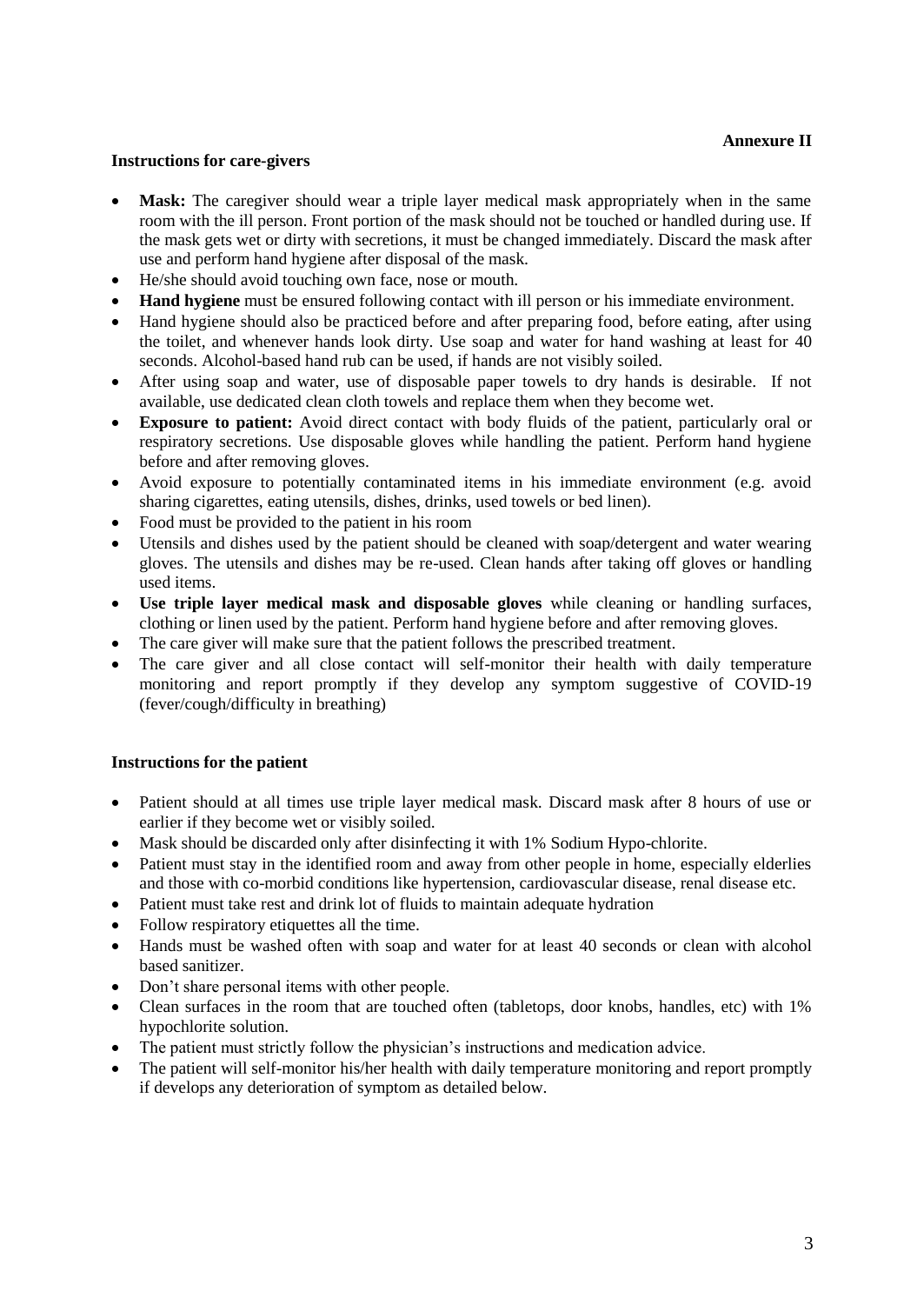**Annexure II**

**Instructions for care-givers**

- **Mask:** The caregiver should wear a triple layer medical mask appropriately when in the same room with the ill person. Front portion of the mask should not be touched or handled during use. If the mask gets wet or dirty with secretions, it must be changed immediately. Discard the mask after use and perform hand hygiene after disposal of the mask.
- He/she should avoid touching own face, nose or mouth.
- **Hand hygiene** must be ensured following contact with ill person or his immediate environment.
- Hand hygiene should also be practiced before and after preparing food, before eating, after using the toilet, and whenever hands look dirty. Use soap and water for hand washing at least for 40 seconds. Alcohol-based hand rub can be used, if hands are not visibly soiled.
- After using soap and water, use of disposable paper towels to dry hands is desirable. If not available, use dedicated clean cloth towels and replace them when they become wet.
- **Exposure to patient:** Avoid direct contact with body fluids of the patient, particularly oral or respiratory secretions. Use disposable gloves while handling the patient. Perform hand hygiene before and after removing gloves.
- Avoid exposure to potentially contaminated items in his immediate environment (e.g. avoid sharing cigarettes, eating utensils, dishes, drinks, used towels or bed linen).
- Food must be provided to the patient in his room
- Utensils and dishes used by the patient should be cleaned with soap/detergent and water wearing gloves. The utensils and dishes may be re-used. Clean hands after taking off gloves or handling used items.
- **Use triple layer medical mask and disposable gloves** while cleaning or handling surfaces, clothing or linen used by the patient. Perform hand hygiene before and after removing gloves.
- The care giver will make sure that the patient follows the prescribed treatment.
- The care giver and all close contact will self-monitor their health with daily temperature monitoring and report promptly if they develop any symptom suggestive of COVID-19 (fever/cough/difficulty in breathing)

**Instructions for the patient**

- Patient should at all times use triple layer medical mask. Discard mask after 8 hours of use or earlier if they become wet or visibly soiled.
- Mask should be discarded only after disinfecting it with 1% Sodium Hypo-chlorite.
- Patient must stay in the identified room and away from other people in home, especially elderlies and those with co-morbid conditions like hypertension, cardiovascular disease, renal disease etc.
- Patient must take rest and drink lot of fluids to maintain adequate hydration
- Follow respiratory etiquettes all the time.
- Hands must be washed often with soap and water for at least 40 seconds or clean with alcohol based sanitizer.
- Don't share personal items with other people.
- Clean surfaces in the room that are touched often (tabletops, door knobs, handles, etc) with 1% hypochlorite solution.
- The patient must strictly follow the physician's instructions and medication advice.
- The patient will self-monitor his/her health with daily temperature monitoring and report promptly if develops any deterioration of symptom as detailed below.